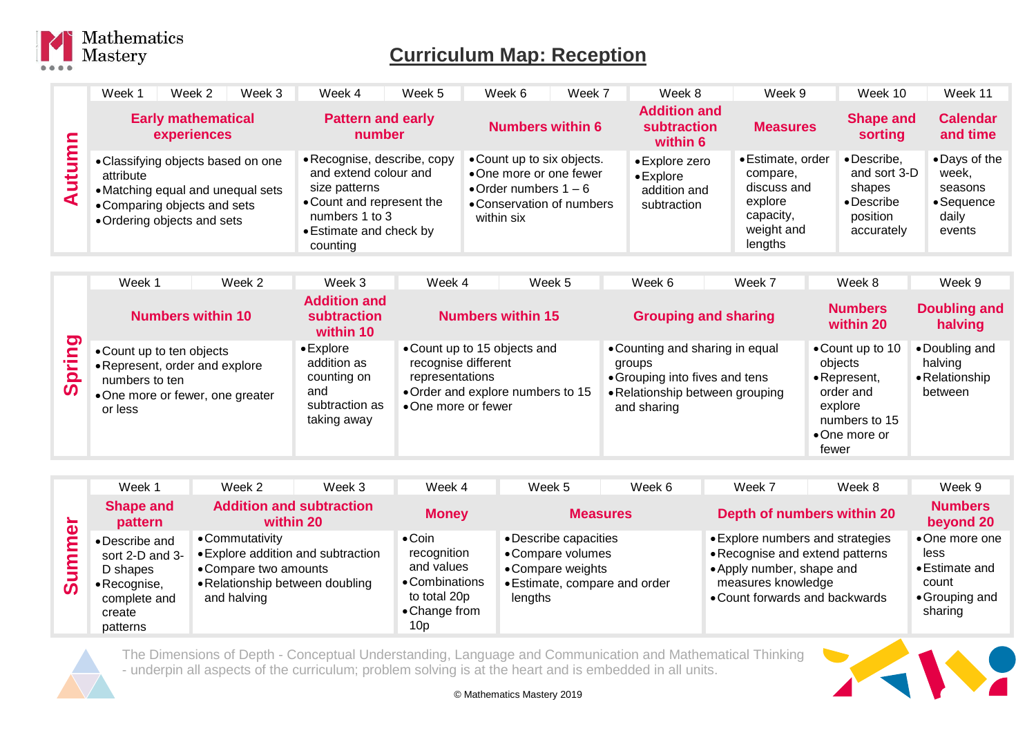Mathematics Mastery

# Curriculum Map: Reception

## Autumn

| Week 1 | Week 2 | Week 3 | Week 4 | Week 5 | Week 6 | Week 7 | Week 8 | Week 9 | Week 10 | Week 11 |
|---|---|---|---|---|---|---|---|---|---|---|
| **Early mathematical experiences** | | | **Pattern and early number** | | **Numbers within 6** | | **Addition and subtraction within 6** | **Measures** | **Shape and sorting** | **Calendar and time** |
| • Classifying objects based on one attribute<br>• Matching equal and unequal sets<br>• Comparing objects and sets<br>• Ordering objects and sets | | | • Recognise, describe, copy and extend colour and size patterns<br>• Count and represent the numbers 1 to 3<br>• Estimate and check by counting | | • Count up to six objects.<br>• One more or one fewer<br>• Order numbers 1 – 6<br>• Conservation of numbers within six | | • Explore zero<br>• Explore addition and subtraction | • Estimate, order compare, discuss and explore capacity, weight and lengths | • Describe, and sort 3-D shapes<br>• Describe position accurately | • Days of the week, seasons<br>• Sequence daily events |

## Spring

| Week 1 | Week 2 | Week 3 | Week 4 | Week 5 | Week 6 | Week 7 | Week 8 | Week 9 |
|---|---|---|---|---|---|---|---|---|
| **Numbers within 10** | | **Addition and subtraction within 10** | **Numbers within 15** | | **Grouping and sharing** | | **Numbers within 20** | **Doubling and halving** |
| • Count up to ten objects<br>• Represent, order and explore numbers to ten<br>• One more or fewer, one greater or less | | • Explore addition as counting on and subtraction as taking away | • Count up to 15 objects and recognise different representations<br>• Order and explore numbers to 15<br>• One more or fewer | | • Counting and sharing in equal groups<br>• Grouping into fives and tens<br>• Relationship between grouping and sharing | | • Count up to 10 objects<br>• Represent, order and explore numbers to 15<br>• One more or fewer | • Doubling and halving<br>• Relationship between |

## Summer

| Week 1 | Week 2 | Week 3 | Week 4 | Week 5 | Week 6 | Week 7 | Week 8 | Week 9 |
|---|---|---|---|---|---|---|---|---|
| **Shape and pattern** | **Addition and subtraction within 20** | | **Money** | **Measures** | | **Depth of numbers within 20** | | **Numbers beyond 20** |
| • Describe and sort 2-D and 3-D shapes<br>• Recognise, complete and create patterns | • Commutativity<br>• Explore addition and subtraction<br>• Compare two amounts<br>• Relationship between doubling and halving | | • Coin recognition and values<br>• Combinations to total 20p<br>• Change from 10p | • Describe capacities<br>• Compare volumes<br>• Compare weights<br>• Estimate, compare and order lengths | | • Explore numbers and strategies<br>• Recognise and extend patterns<br>• Apply number, shape and measures knowledge<br>• Count forwards and backwards | | • One more one less<br>• Estimate and count<br>• Grouping and sharing |

The Dimensions of Depth - Conceptual Understanding, Language and Communication and Mathematical Thinking - underpin all aspects of the curriculum; problem solving is at the heart and is embedded in all units.

© Mathematics Mastery 2019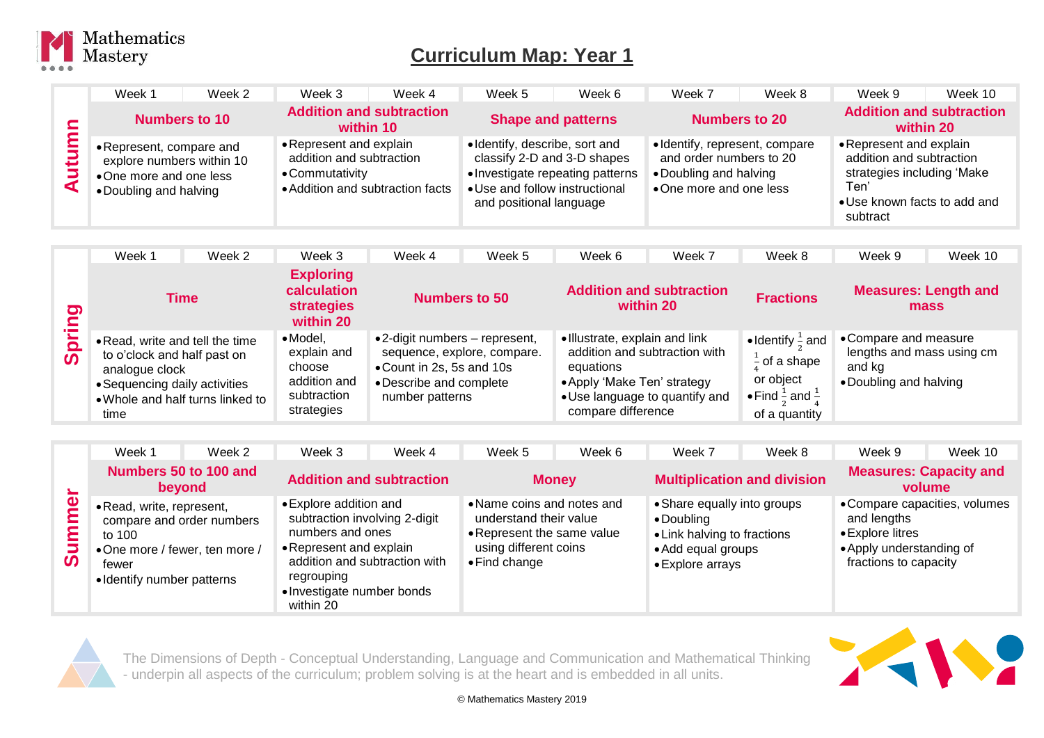# Curriculum Map: Year 1

## Autumn

| Week 1 | Week 2 | Week 3 | Week 4 | Week 5 | Week 6 | Week 7 | Week 8 | Week 9 | Week 10 |
|---|---|---|---|---|---|---|---|---|---|
| **Numbers to 10** | | **Addition and subtraction within 10** | | **Shape and patterns** | | **Numbers to 20** | | **Addition and subtraction within 20** | |
| • Represent, compare and explore numbers within 10<br>• One more and one less<br>• Doubling and halving | | • Represent and explain addition and subtraction<br>• Commutativity<br>• Addition and subtraction facts | | • Identify, describe, sort and classify 2-D and 3-D shapes<br>• Investigate repeating patterns<br>• Use and follow instructional and positional language | | • Identify, represent, compare and order numbers to 20<br>• Doubling and halving<br>• One more and one less | | • Represent and explain addition and subtraction strategies including 'Make Ten'<br>• Use known facts to add and subtract | |

## Spring

| Week 1 | Week 2 | Week 3 | Week 4 | Week 5 | Week 6 | Week 7 | Week 8 | Week 9 | Week 10 |
|---|---|---|---|---|---|---|---|---|---|
| **Time** | | **Exploring calculation strategies within 20** | **Numbers to 50** | | **Addition and subtraction within 20** | | **Fractions** | **Measures: Length and mass** | |
| • Read, write and tell the time to o'clock and half past on analogue clock<br>• Sequencing daily activities<br>• Whole and half turns linked to time | | • Model, explain and choose addition and subtraction strategies | • 2-digit numbers – represent, sequence, explore, compare.<br>• Count in 2s, 5s and 10s<br>• Describe and complete number patterns | | • Illustrate, explain and link addition and subtraction with equations<br>• Apply 'Make Ten' strategy<br>• Use language to quantify and compare difference | | • Identify $\frac{1}{2}$ and $\frac{1}{4}$ of a shape or object<br>• Find $\frac{1}{2}$ and $\frac{1}{4}$ of a quantity | • Compare and measure lengths and mass using cm and kg<br>• Doubling and halving | |

## Summer

| Week 1 | Week 2 | Week 3 | Week 4 | Week 5 | Week 6 | Week 7 | Week 8 | Week 9 | Week 10 |
|---|---|---|---|---|---|---|---|---|---|
| **Numbers 50 to 100 and beyond** | | **Addition and subtraction** | | **Money** | | **Multiplication and division** | | **Measures: Capacity and volume** | |
| • Read, write, represent, compare and order numbers to 100<br>• One more / fewer, ten more / fewer<br>• Identify number patterns | | • Explore addition and subtraction involving 2-digit numbers and ones<br>• Represent and explain addition and subtraction with regrouping<br>• Investigate number bonds within 20 | | • Name coins and notes and understand their value<br>• Represent the same value using different coins<br>• Find change | | • Share equally into groups<br>• Doubling<br>• Link halving to fractions<br>• Add equal groups<br>• Explore arrays | | • Compare capacities, volumes and lengths<br>• Explore litres<br>• Apply understanding of fractions to capacity | |

The Dimensions of Depth - Conceptual Understanding, Language and Communication and Mathematical Thinking - underpin all aspects of the curriculum; problem solving is at the heart and is embedded in all units.

© Mathematics Mastery 2019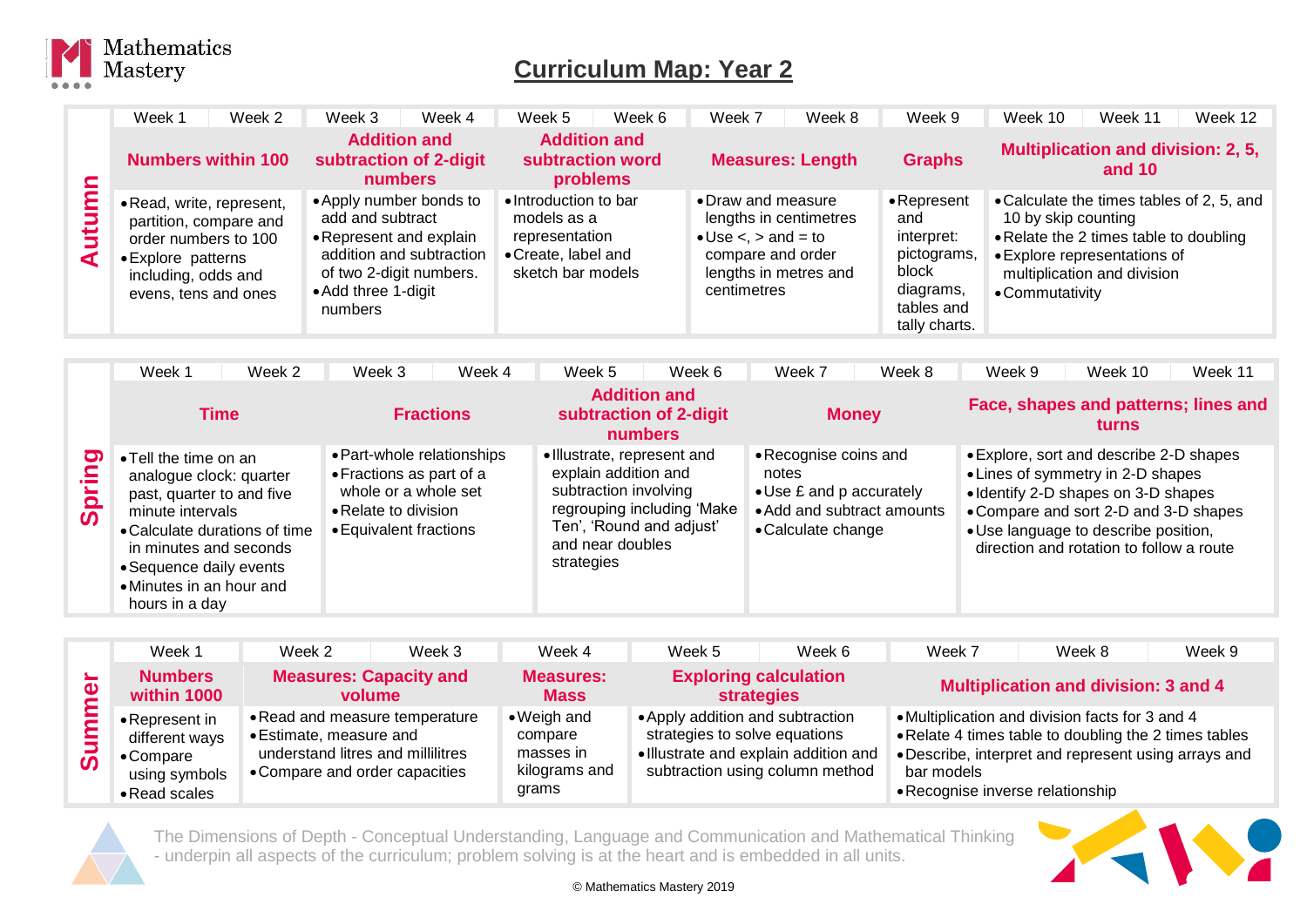Mathematics Mastery

# Curriculum Map: Year 2

## Autumn

| Week 1 | Week 2 | Week 3 | Week 4 | Week 5 | Week 6 | Week 7 | Week 8 | Week 9 | Week 10 | Week 11 | Week 12 |
|---|---|---|---|---|---|---|---|---|---|---|---|
| **Numbers within 100** | | **Addition and subtraction of 2-digit numbers** | | **Addition and subtraction word problems** | | **Measures: Length** | | **Graphs** | **Multiplication and division: 2, 5, and 10** | | |
| • Read, write, represent, partition, compare and order numbers to 100<br>• Explore patterns including, odds and evens, tens and ones | | • Apply number bonds to add and subtract<br>• Represent and explain addition and subtraction of two 2-digit numbers.<br>• Add three 1-digit numbers | | • Introduction to bar models as a representation<br>• Create, label and sketch bar models | | • Draw and measure lengths in centimetres<br>• Use <, > and = to compare and order lengths in metres and centimetres | | • Represent and interpret: pictograms, block diagrams, tables and tally charts. | • Calculate the times tables of 2, 5, and 10 by skip counting<br>• Relate the 2 times table to doubling<br>• Explore representations of multiplication and division<br>• Commutativity | | |

## Spring

| Week 1 | Week 2 | Week 3 | Week 4 | Week 5 | Week 6 | Week 7 | Week 8 | Week 9 | Week 10 | Week 11 |
|---|---|---|---|---|---|---|---|---|---|---|
| **Time** | | **Fractions** | | **Addition and subtraction of 2-digit numbers** | | **Money** | | **Face, shapes and patterns; lines and turns** | | |
| • Tell the time on an analogue clock: quarter past, quarter to and five minute intervals<br>• Calculate durations of time in minutes and seconds<br>• Sequence daily events<br>• Minutes in an hour and hours in a day | | • Part-whole relationships<br>• Fractions as part of a whole or a whole set<br>• Relate to division<br>• Equivalent fractions | | • Illustrate, represent and explain addition and subtraction involving regrouping including 'Make Ten', 'Round and adjust' and near doubles strategies | | • Recognise coins and notes<br>• Use £ and p accurately<br>• Add and subtract amounts<br>• Calculate change | | • Explore, sort and describe 2-D shapes<br>• Lines of symmetry in 2-D shapes<br>• Identify 2-D shapes on 3-D shapes<br>• Compare and sort 2-D and 3-D shapes<br>• Use language to describe position, direction and rotation to follow a route | | |

## Summer

| Week 1 | Week 2 | Week 3 | Week 4 | Week 5 | Week 6 | Week 7 | Week 8 | Week 9 |
|---|---|---|---|---|---|---|---|---|
| **Numbers within 1000** | **Measures: Capacity and volume** | | **Measures: Mass** | **Exploring calculation strategies** | | **Multiplication and division: 3 and 4** | | |
| • Represent in different ways<br>• Compare using symbols<br>• Read scales | • Read and measure temperature<br>• Estimate, measure and understand litres and millilitres<br>• Compare and order capacities | | • Weigh and compare masses in kilograms and grams | • Apply addition and subtraction strategies to solve equations<br>• Illustrate and explain addition and subtraction using column method | | • Multiplication and division facts for 3 and 4<br>• Relate 4 times table to doubling the 2 times tables<br>• Describe, interpret and represent using arrays and bar models<br>• Recognise inverse relationship | | |

The Dimensions of Depth - Conceptual Understanding, Language and Communication and Mathematical Thinking - underpin all aspects of the curriculum; problem solving is at the heart and is embedded in all units.

© Mathematics Mastery 2019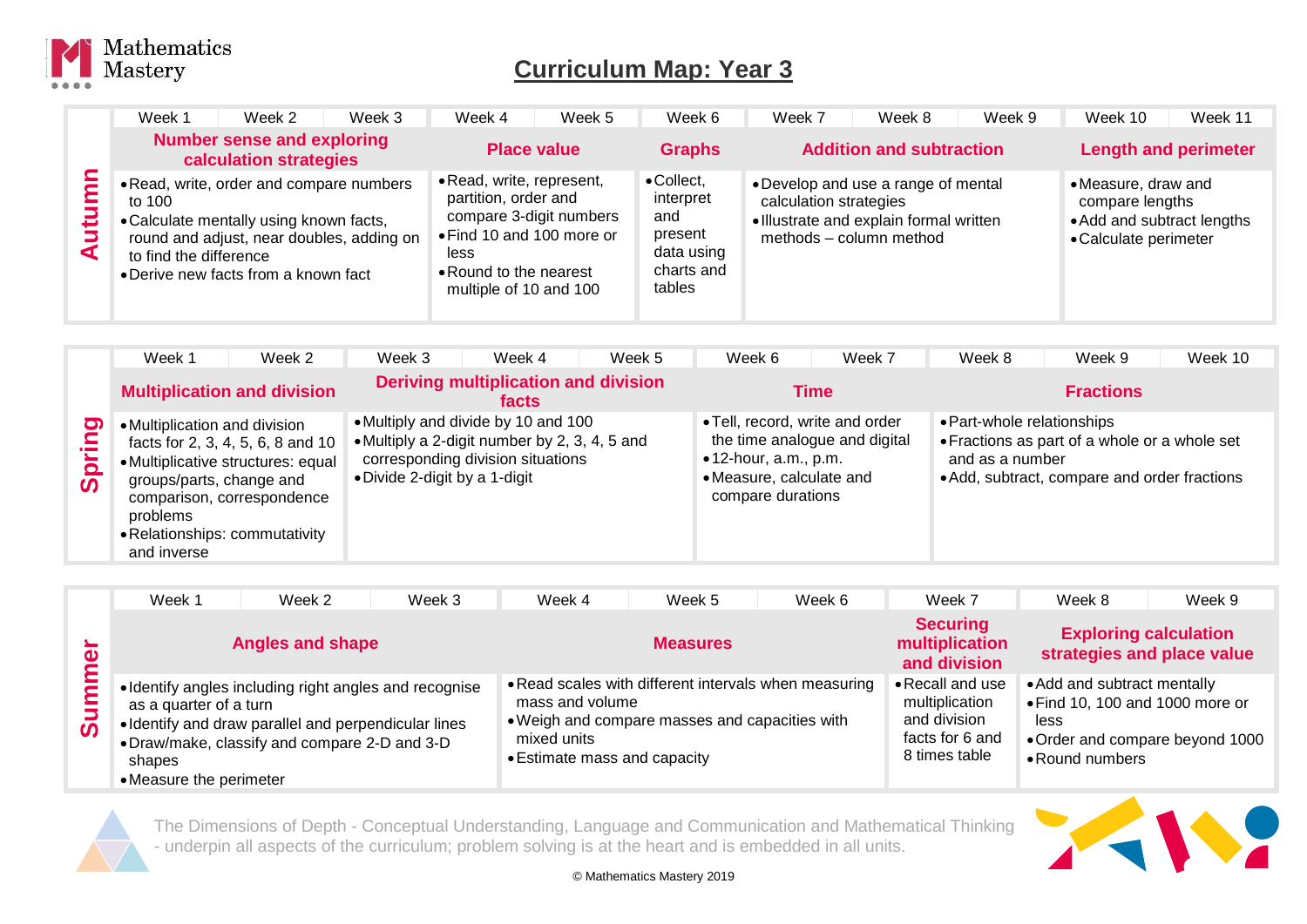# Curriculum Map: Year 3

## Autumn

| Week 1 | Week 2 | Week 3 | Week 4 | Week 5 | Week 6 | Week 7 | Week 8 | Week 9 | Week 10 | Week 11 |
|---|---|---|---|---|---|---|---|---|---|---|
| **Number sense and exploring calculation strategies** | | | **Place value** | | **Graphs** | **Addition and subtraction** | | | **Length and perimeter** | |
| • Read, write, order and compare numbers to 100<br>• Calculate mentally using known facts, round and adjust, near doubles, adding on to find the difference<br>• Derive new facts from a known fact | | | • Read, write, represent, partition, order and compare 3-digit numbers<br>• Find 10 and 100 more or less<br>• Round to the nearest multiple of 10 and 100 | | • Collect, interpret and present data using charts and tables | • Develop and use a range of mental calculation strategies<br>• Illustrate and explain formal written methods – column method | | | • Measure, draw and compare lengths<br>• Add and subtract lengths<br>• Calculate perimeter | |

## Spring

| Week 1 | Week 2 | Week 3 | Week 4 | Week 5 | Week 6 | Week 7 | Week 8 | Week 9 | Week 10 |
|---|---|---|---|---|---|---|---|---|---|
| **Multiplication and division** | | **Deriving multiplication and division facts** | | | **Time** | | **Fractions** | | |
| • Multiplication and division facts for 2, 3, 4, 5, 6, 8 and 10<br>• Multiplicative structures: equal groups/parts, change and comparison, correspondence problems<br>• Relationships: commutativity and inverse | | • Multiply and divide by 10 and 100<br>• Multiply a 2-digit number by 2, 3, 4, 5 and corresponding division situations<br>• Divide 2-digit by a 1-digit | | | • Tell, record, write and order the time analogue and digital<br>• 12-hour, a.m., p.m.<br>• Measure, calculate and compare durations | | • Part-whole relationships<br>• Fractions as part of a whole or a whole set and as a number<br>• Add, subtract, compare and order fractions | | |

## Summer

| Week 1 | Week 2 | Week 3 | Week 4 | Week 5 | Week 6 | Week 7 | Week 8 | Week 9 |
|---|---|---|---|---|---|---|---|---|
| **Angles and shape** | | | **Measures** | | | **Securing multiplication and division** | **Exploring calculation strategies and place value** | |
| • Identify angles including right angles and recognise as a quarter of a turn<br>• Identify and draw parallel and perpendicular lines<br>• Draw/make, classify and compare 2-D and 3-D shapes<br>• Measure the perimeter | | | • Read scales with different intervals when measuring mass and volume<br>• Weigh and compare masses and capacities with mixed units<br>• Estimate mass and capacity | | | • Recall and use multiplication and division facts for 6 and 8 times table | • Add and subtract mentally<br>• Find 10, 100 and 1000 more or less<br>• Order and compare beyond 1000<br>• Round numbers | |

The Dimensions of Depth - Conceptual Understanding, Language and Communication and Mathematical Thinking - underpin all aspects of the curriculum; problem solving is at the heart and is embedded in all units.

© Mathematics Mastery 2019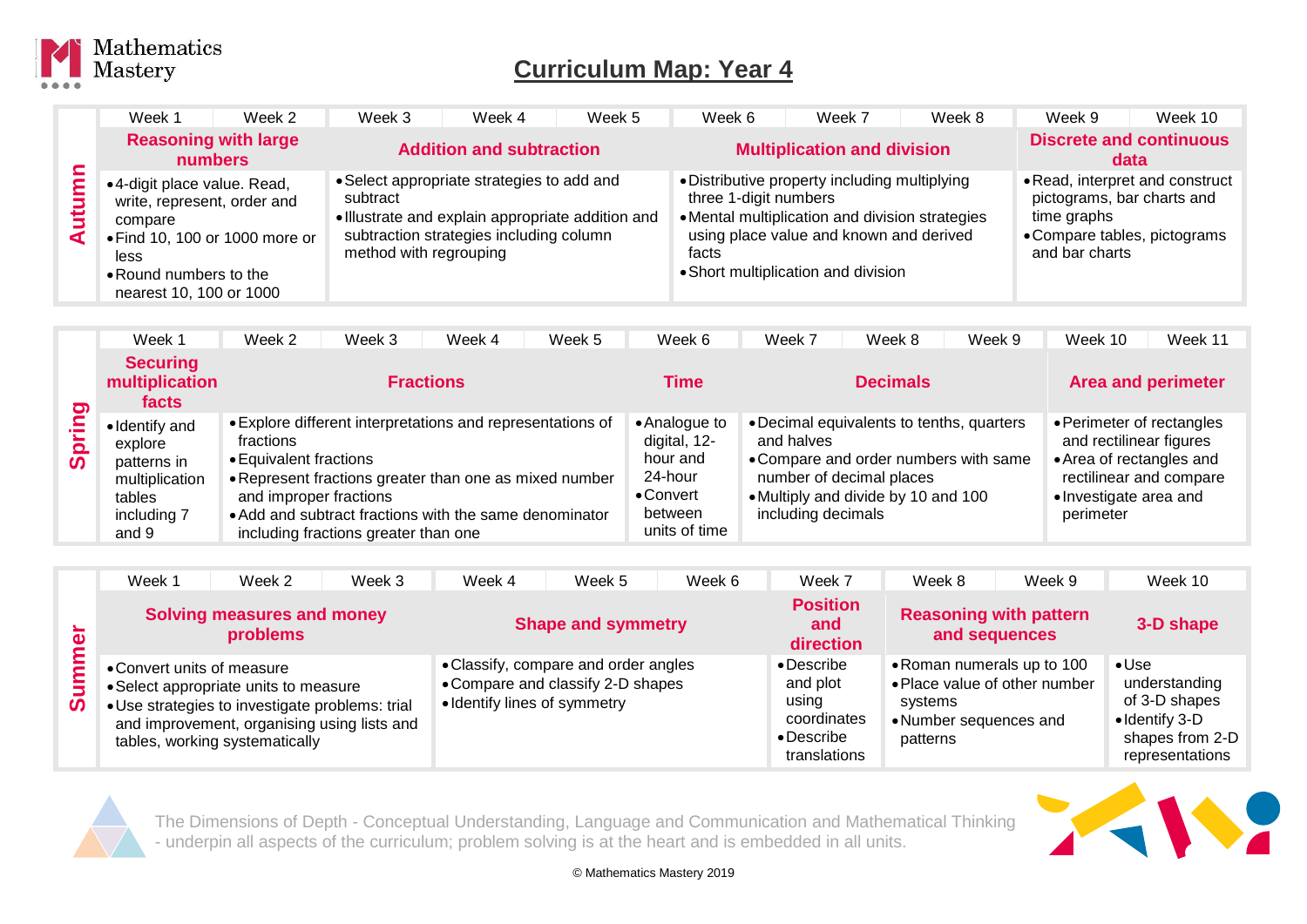# Curriculum Map: Year 4

## Autumn

| Week 1 | Week 2 | Week 3 | Week 4 | Week 5 | Week 6 | Week 7 | Week 8 | Week 9 | Week 10 |
|---|---|---|---|---|---|---|---|---|---|
| **Reasoning with large numbers** | | **Addition and subtraction** | | | **Multiplication and division** | | | **Discrete and continuous data** | |
| • 4-digit place value. Read, write, represent, order and compare<br>• Find 10, 100 or 1000 more or less<br>• Round numbers to the nearest 10, 100 or 1000 | | • Select appropriate strategies to add and subtract<br>• Illustrate and explain appropriate addition and subtraction strategies including column method with regrouping | | | • Distributive property including multiplying three 1-digit numbers<br>• Mental multiplication and division strategies using place value and known and derived facts<br>• Short multiplication and division | | | • Read, interpret and construct pictograms, bar charts and time graphs<br>• Compare tables, pictograms and bar charts | |

## Spring

| Week 1 | Week 2 | Week 3 | Week 4 | Week 5 | Week 6 | Week 7 | Week 8 | Week 9 | Week 10 | Week 11 |
|---|---|---|---|---|---|---|---|---|---|---|
| **Securing multiplication facts** | **Fractions** | | | | **Time** | **Decimals** | | | **Area and perimeter** | |
| • Identify and explore patterns in multiplication tables including 7 and 9 | • Explore different interpretations and representations of fractions<br>• Equivalent fractions<br>• Represent fractions greater than one as mixed number and improper fractions<br>• Add and subtract fractions with the same denominator including fractions greater than one | | | | • Analogue to digital, 12-hour and 24-hour<br>• Convert between units of time | • Decimal equivalents to tenths, quarters and halves<br>• Compare and order numbers with same number of decimal places<br>• Multiply and divide by 10 and 100 including decimals | | | • Perimeter of rectangles and rectilinear figures<br>• Area of rectangles and rectilinear and compare<br>• Investigate area and perimeter | |

## Summer

| Week 1 | Week 2 | Week 3 | Week 4 | Week 5 | Week 6 | Week 7 | Week 8 | Week 9 | Week 10 |
|---|---|---|---|---|---|---|---|---|---|
| **Solving measures and money problems** | | | **Shape and symmetry** | | | **Position and direction** | **Reasoning with pattern and sequences** | | **3-D shape** |
| • Convert units of measure<br>• Select appropriate units to measure<br>• Use strategies to investigate problems: trial and improvement, organising using lists and tables, working systematically | | | • Classify, compare and order angles<br>• Compare and classify 2-D shapes<br>• Identify lines of symmetry | | | • Describe and plot using coordinates<br>• Describe translations | • Roman numerals up to 100<br>• Place value of other number systems<br>• Number sequences and patterns | | • Use understanding of 3-D shapes<br>• Identify 3-D shapes from 2-D representations |

The Dimensions of Depth - Conceptual Understanding, Language and Communication and Mathematical Thinking - underpin all aspects of the curriculum; problem solving is at the heart and is embedded in all units.

© Mathematics Mastery 2019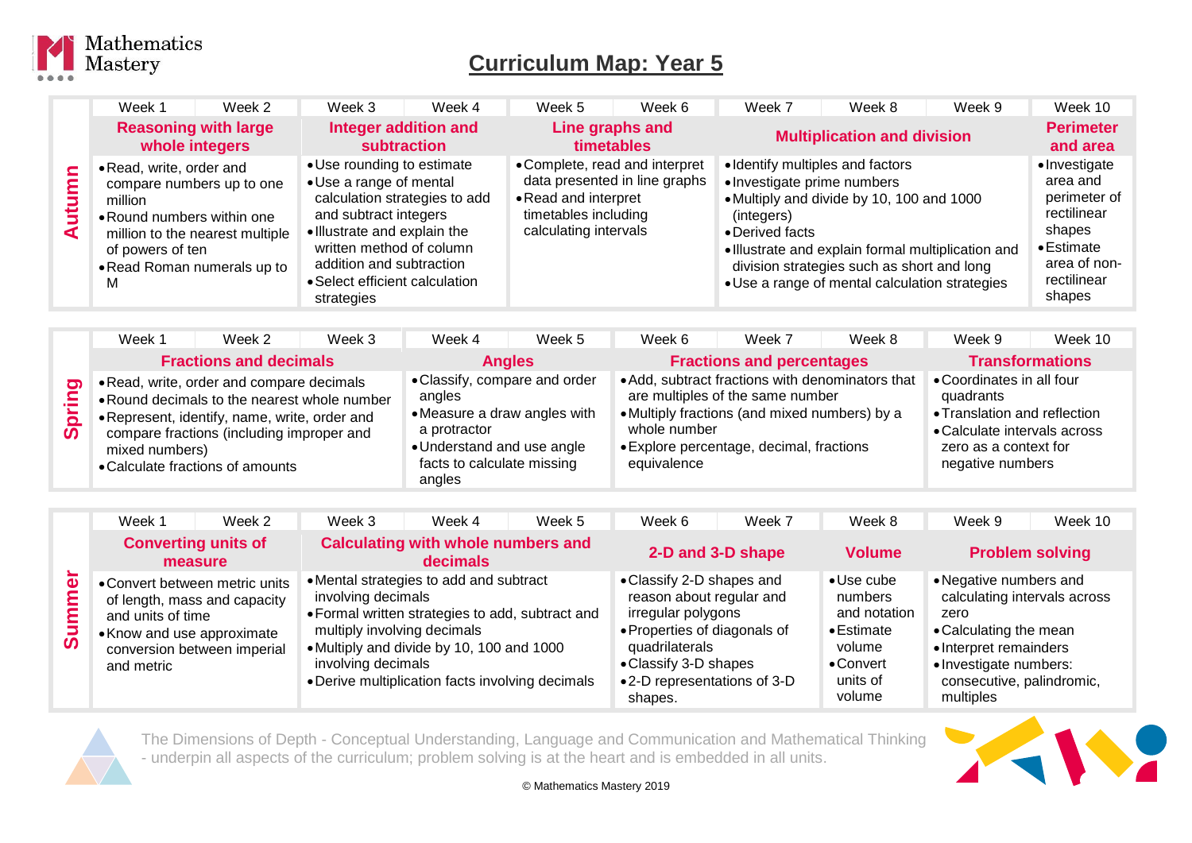# Curriculum Map: Year 5

## Autumn

| | Week 1 | Week 2 | Week 3 | Week 4 | Week 5 | Week 6 | Week 7 | Week 8 | Week 9 | Week 10 |
|---|---|---|---|---|---|---|---|---|---|---|
| **Autumn** | **Reasoning with large whole integers** | | **Integer addition and subtraction** | | **Line graphs and timetables** | | **Multiplication and division** | | | **Perimeter and area** |
| | • Read, write, order and compare numbers up to one million<br>• Round numbers within one million to the nearest multiple of powers of ten<br>• Read Roman numerals up to M | | • Use rounding to estimate<br>• Use a range of mental calculation strategies to add and subtract integers<br>• Illustrate and explain the written method of column addition and subtraction<br>• Select efficient calculation strategies | | • Complete, read and interpret data presented in line graphs<br>• Read and interpret timetables including calculating intervals | | • Identify multiples and factors<br>• Investigate prime numbers<br>• Multiply and divide by 10, 100 and 1000 (integers)<br>• Derived facts<br>• Illustrate and explain formal multiplication and division strategies such as short and long<br>• Use a range of mental calculation strategies | | | • Investigate area and perimeter of rectilinear shapes<br>• Estimate area of non-rectilinear shapes |

## Spring

| | Week 1 | Week 2 | Week 3 | Week 4 | Week 5 | Week 6 | Week 7 | Week 8 | Week 9 | Week 10 |
|---|---|---|---|---|---|---|---|---|---|---|
| **Spring** | **Fractions and decimals** | | | **Angles** | | **Fractions and percentages** | | | **Transformations** | |
| | • Read, write, order and compare decimals<br>• Round decimals to the nearest whole number<br>• Represent, identify, name, write, order and compare fractions (including improper and mixed numbers)<br>• Calculate fractions of amounts | | | • Classify, compare and order angles<br>• Measure a draw angles with a protractor<br>• Understand and use angle facts to calculate missing angles | | • Add, subtract fractions with denominators that are multiples of the same number<br>• Multiply fractions (and mixed numbers) by a whole number<br>• Explore percentage, decimal, fractions equivalence | | | • Coordinates in all four quadrants<br>• Translation and reflection<br>• Calculate intervals across zero as a context for negative numbers | |

## Summer

| | Week 1 | Week 2 | Week 3 | Week 4 | Week 5 | Week 6 | Week 7 | Week 8 | Week 9 | Week 10 |
|---|---|---|---|---|---|---|---|---|---|---|
| **Summer** | **Converting units of measure** | | **Calculating with whole numbers and decimals** | | | **2-D and 3-D shape** | | **Volume** | **Problem solving** | |
| | • Convert between metric units of length, mass and capacity and units of time<br>• Know and use approximate conversion between imperial and metric | | • Mental strategies to add and subtract involving decimals<br>• Formal written strategies to add, subtract and multiply involving decimals<br>• Multiply and divide by 10, 100 and 1000 involving decimals<br>• Derive multiplication facts involving decimals | | | • Classify 2-D shapes and reason about regular and irregular polygons<br>• Properties of diagonals of quadrilaterals<br>• Classify 3-D shapes<br>• 2-D representations of 3-D shapes. | | • Use cube numbers and notation<br>• Estimate volume<br>• Convert units of volume | • Negative numbers and calculating intervals across zero<br>• Calculating the mean<br>• Interpret remainders<br>• Investigate numbers: consecutive, palindromic, multiples | |

The Dimensions of Depth - Conceptual Understanding, Language and Communication and Mathematical Thinking - underpin all aspects of the curriculum; problem solving is at the heart and is embedded in all units.

© Mathematics Mastery 2019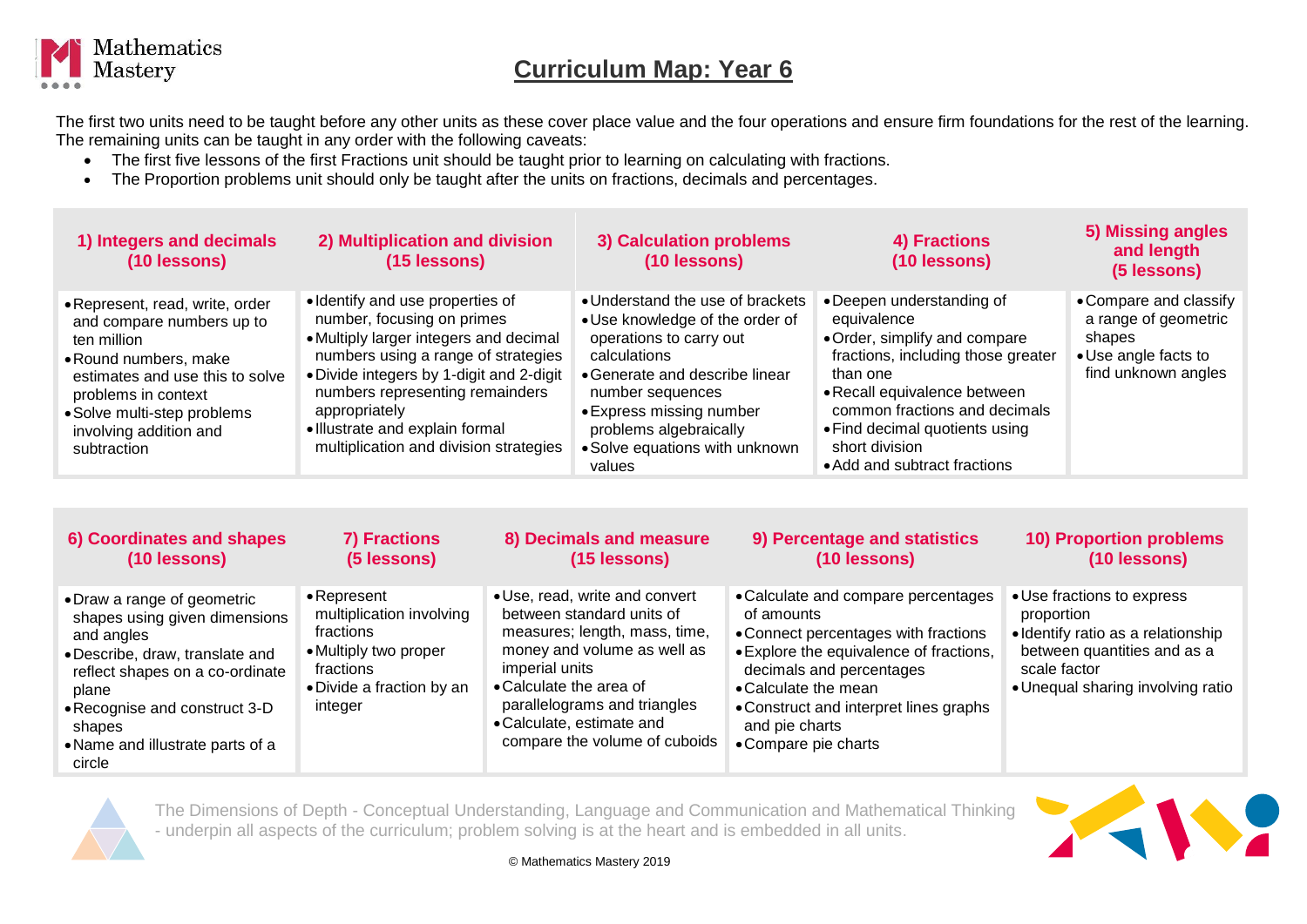# Curriculum Map: Year 6

The first two units need to be taught before any other units as these cover place value and the four operations and ensure firm foundations for the rest of the learning. The remaining units can be taught in any order with the following caveats:

- The first five lessons of the first Fractions unit should be taught prior to learning on calculating with fractions.
- The Proportion problems unit should only be taught after the units on fractions, decimals and percentages.

| **1) Integers and decimals (10 lessons)** | **2) Multiplication and division (15 lessons)** | **3) Calculation problems (10 lessons)** | **4) Fractions (10 lessons)** | **5) Missing angles and length (5 lessons)** |
|---|---|---|---|---|
| • Represent, read, write, order and compare numbers up to ten million<br>• Round numbers, make estimates and use this to solve problems in context<br>• Solve multi-step problems involving addition and subtraction | • Identify and use properties of number, focusing on primes<br>• Multiply larger integers and decimal numbers using a range of strategies<br>• Divide integers by 1-digit and 2-digit numbers representing remainders appropriately<br>• Illustrate and explain formal multiplication and division strategies | • Understand the use of brackets<br>• Use knowledge of the order of operations to carry out calculations<br>• Generate and describe linear number sequences<br>• Express missing number problems algebraically<br>• Solve equations with unknown values | • Deepen understanding of equivalence<br>• Order, simplify and compare fractions, including those greater than one<br>• Recall equivalence between common fractions and decimals<br>• Find decimal quotients using short division<br>• Add and subtract fractions | • Compare and classify a range of geometric shapes<br>• Use angle facts to find unknown angles |

| **6) Coordinates and shapes (10 lessons)** | **7) Fractions (5 lessons)** | **8) Decimals and measure (15 lessons)** | **9) Percentage and statistics (10 lessons)** | **10) Proportion problems (10 lessons)** |
|---|---|---|---|---|
| • Draw a range of geometric shapes using given dimensions and angles<br>• Describe, draw, translate and reflect shapes on a co-ordinate plane<br>• Recognise and construct 3-D shapes<br>• Name and illustrate parts of a circle | • Represent multiplication involving fractions<br>• Multiply two proper fractions<br>• Divide a fraction by an integer | • Use, read, write and convert between standard units of measures; length, mass, time, money and volume as well as imperial units<br>• Calculate the area of parallelograms and triangles<br>• Calculate, estimate and compare the volume of cuboids | • Calculate and compare percentages of amounts<br>• Connect percentages with fractions<br>• Explore the equivalence of fractions, decimals and percentages<br>• Calculate the mean<br>• Construct and interpret lines graphs and pie charts<br>• Compare pie charts | • Use fractions to express proportion<br>• Identify ratio as a relationship between quantities and as a scale factor<br>• Unequal sharing involving ratio |

The Dimensions of Depth - Conceptual Understanding, Language and Communication and Mathematical Thinking - underpin all aspects of the curriculum; problem solving is at the heart and is embedded in all units.

© Mathematics Mastery 2019